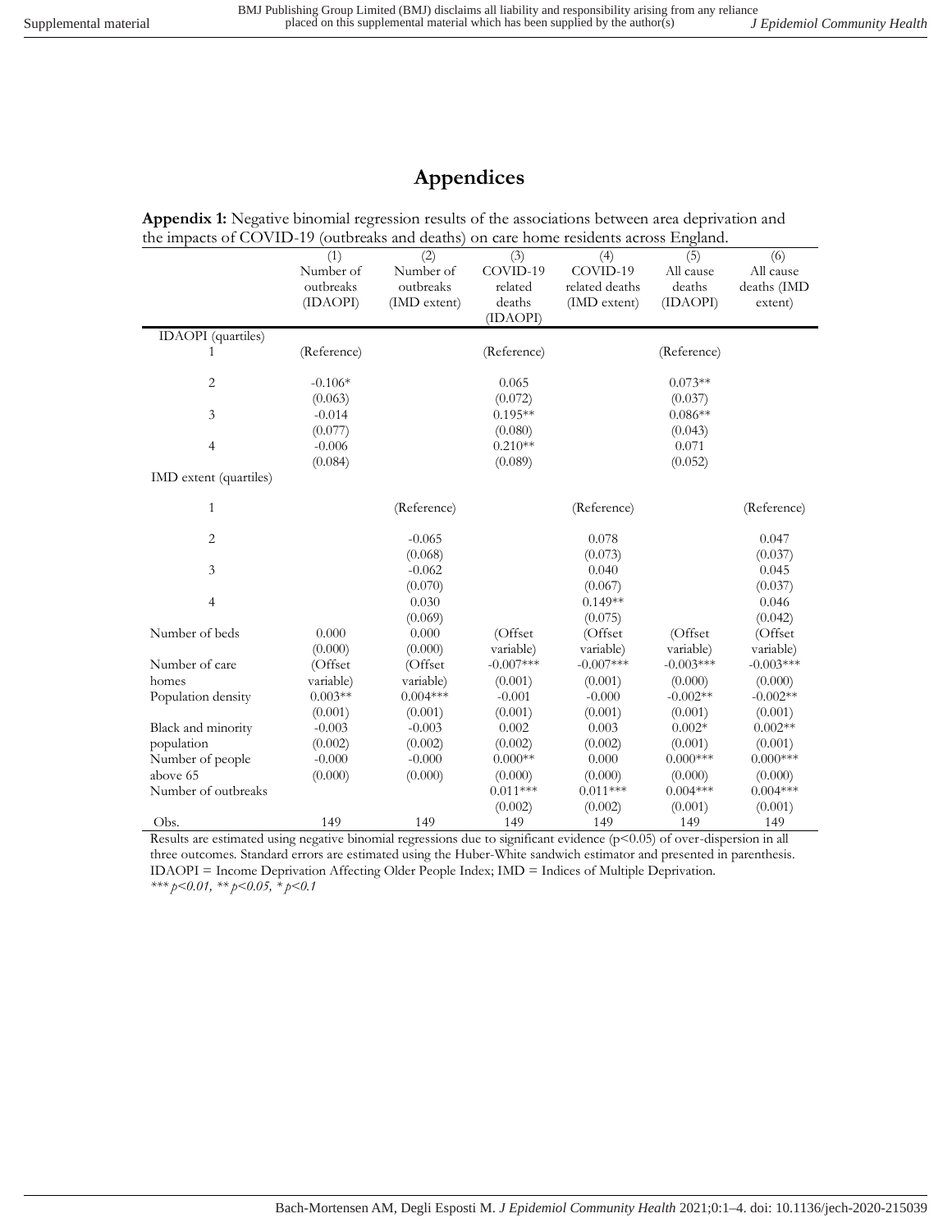# Appendices

**Appendix 1:** Negative binomial regression results of the associations between area deprivation and the impacts of COVID-19 (outbreaks and deaths) on care home residents across England.

| | (1) Number of outbreaks (IDAOPI) | (2) Number of outbreaks (IMD extent) | (3) COVID-19 related deaths (IDAOPI) | (4) COVID-19 related deaths (IMD extent) | (5) All cause deaths (IDAOPI) | (6) All cause deaths (IMD extent) |
|---|---|---|---|---|---|---|
| IDAOPI (quartiles) | | | | | | |
| 1 | (Reference) | | (Reference) | | (Reference) | |
| 2 | -0.106* | | 0.065 | | 0.073** | |
| | (0.063) | | (0.072) | | (0.037) | |
| 3 | -0.014 | | 0.195** | | 0.086** | |
| | (0.077) | | (0.080) | | (0.043) | |
| 4 | -0.006 | | 0.210** | | 0.071 | |
| | (0.084) | | (0.089) | | (0.052) | |
| IMD extent (quartiles) | | | | | | |
| 1 | | (Reference) | | (Reference) | | (Reference) |
| 2 | | -0.065 | | 0.078 | | 0.047 |
| | | (0.068) | | (0.073) | | (0.037) |
| 3 | | -0.062 | | 0.040 | | 0.045 |
| | | (0.070) | | (0.067) | | (0.037) |
| 4 | | 0.030 | | 0.149** | | 0.046 |
| | | (0.069) | | (0.075) | | (0.042) |
| Number of beds | 0.000 | 0.000 | (Offset variable) | (Offset variable) | (Offset variable) | (Offset variable) |
| | (0.000) | (0.000) | | | | |
| Number of care homes | (Offset variable) | (Offset variable) | -0.007*** | -0.007*** | -0.003*** | -0.003*** |
| | | | (0.001) | (0.001) | (0.000) | (0.000) |
| Population density | 0.003** | 0.004*** | -0.001 | -0.000 | -0.002** | -0.002** |
| | (0.001) | (0.001) | (0.001) | (0.001) | (0.001) | (0.001) |
| Black and minority population | -0.003 | -0.003 | 0.002 | 0.003 | 0.002* | 0.002** |
| | (0.002) | (0.002) | (0.002) | (0.002) | (0.001) | (0.001) |
| Number of people above 65 | -0.000 | -0.000 | 0.000** | 0.000 | 0.000*** | 0.000*** |
| | (0.000) | (0.000) | (0.000) | (0.000) | (0.000) | (0.000) |
| Number of outbreaks | | | 0.011*** | 0.011*** | 0.004*** | 0.004*** |
| | | | (0.002) | (0.002) | (0.001) | (0.001) |
| Obs. | 149 | 149 | 149 | 149 | 149 | 149 |

Results are estimated using negative binomial regressions due to significant evidence ($p<0.05$) of over-dispersion in all three outcomes. Standard errors are estimated using the Huber-White sandwich estimator and presented in parenthesis. IDAOPI = Income Deprivation Affecting Older People Index; IMD = Indices of Multiple Deprivation.

*\*\*\* p<0.01, \*\* p<0.05, \* p<0.1*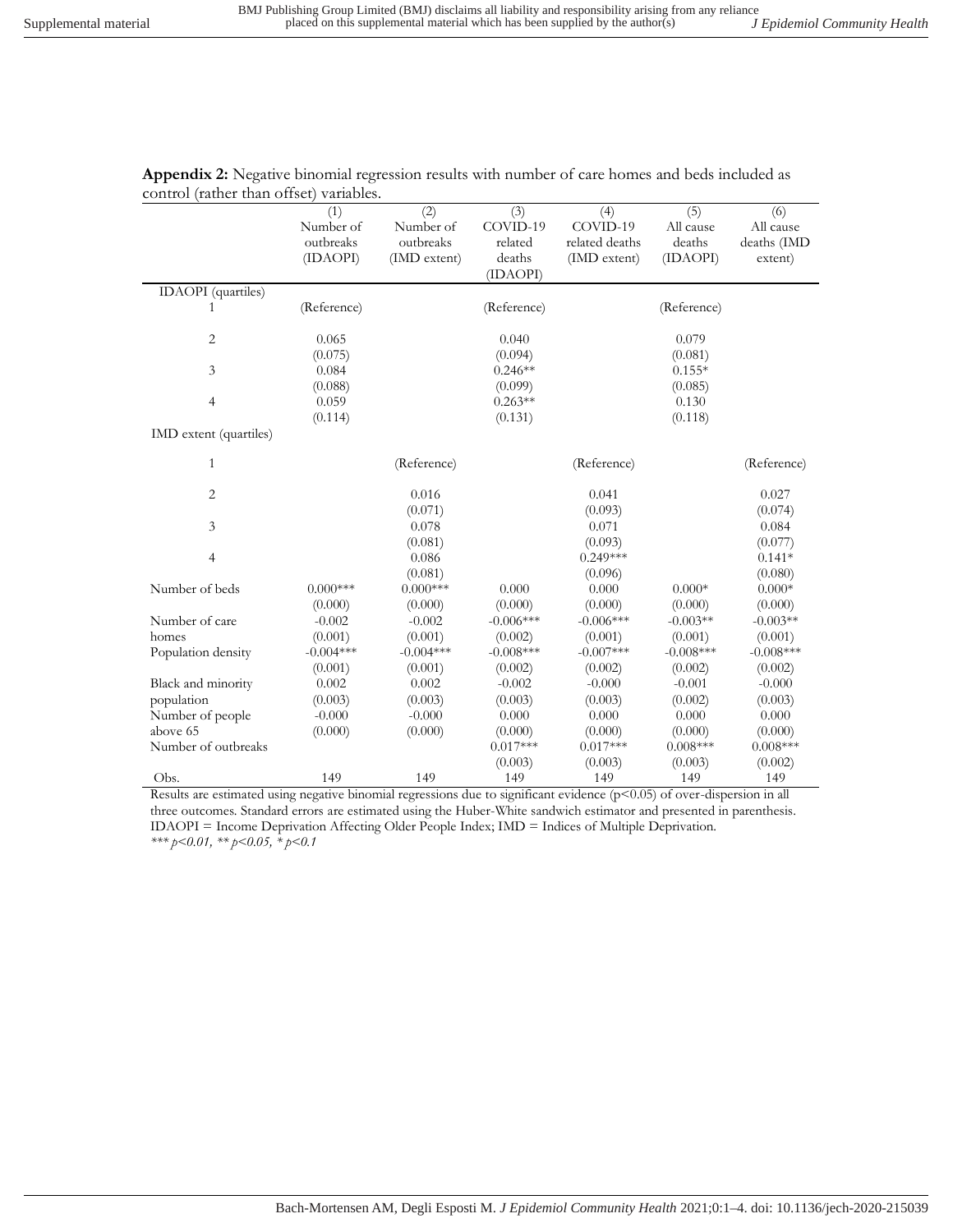**Appendix 2:** Negative binomial regression results with number of care homes and beds included as control (rather than offset) variables.

| | (1) Number of outbreaks (IDAOPI) | (2) Number of outbreaks (IMD extent) | (3) COVID-19 related deaths (IDAOPI) | (4) COVID-19 related deaths (IMD extent) | (5) All cause deaths (IDAOPI) | (6) All cause deaths (IMD extent) |
|---|---|---|---|---|---|---|
| IDAOPI (quartiles) | | | | | | |
| 1 | (Reference) | | (Reference) | | (Reference) | |
| 2 | 0.065 | | 0.040 | | 0.079 | |
| | (0.075) | | (0.094) | | (0.081) | |
| 3 | 0.084 | | 0.246** | | 0.155* | |
| | (0.088) | | (0.099) | | (0.085) | |
| 4 | 0.059 | | 0.263** | | 0.130 | |
| | (0.114) | | (0.131) | | (0.118) | |
| IMD extent (quartiles) | | | | | | |
| 1 | | (Reference) | | (Reference) | | (Reference) |
| 2 | | 0.016 | | 0.041 | | 0.027 |
| | | (0.071) | | (0.093) | | (0.074) |
| 3 | | 0.078 | | 0.071 | | 0.084 |
| | | (0.081) | | (0.093) | | (0.077) |
| 4 | | 0.086 | | 0.249*** | | 0.141* |
| | | (0.081) | | (0.096) | | (0.080) |
| Number of beds | 0.000*** | 0.000*** | 0.000 | 0.000 | 0.000* | 0.000* |
| | (0.000) | (0.000) | (0.000) | (0.000) | (0.000) | (0.000) |
| Number of care homes | -0.002 | -0.002 | -0.006*** | -0.006*** | -0.003** | -0.003** |
| | (0.001) | (0.001) | (0.002) | (0.001) | (0.001) | (0.001) |
| Population density | -0.004*** | -0.004*** | -0.008*** | -0.007*** | -0.008*** | -0.008*** |
| | (0.001) | (0.001) | (0.002) | (0.002) | (0.002) | (0.002) |
| Black and minority population | 0.002 | 0.002 | -0.002 | -0.000 | -0.001 | -0.000 |
| | (0.003) | (0.003) | (0.003) | (0.003) | (0.002) | (0.003) |
| Number of people above 65 | -0.000 | -0.000 | 0.000 | 0.000 | 0.000 | 0.000 |
| | (0.000) | (0.000) | (0.000) | (0.000) | (0.000) | (0.000) |
| Number of outbreaks | | | 0.017*** | 0.017*** | 0.008*** | 0.008*** |
| | | | (0.003) | (0.003) | (0.003) | (0.002) |
| Obs. | 149 | 149 | 149 | 149 | 149 | 149 |

Results are estimated using negative binomial regressions due to significant evidence ($p<0.05$) of over-dispersion in all three outcomes. Standard errors are estimated using the Huber-White sandwich estimator and presented in parenthesis. IDAOPI = Income Deprivation Affecting Older People Index; IMD = Indices of Multiple Deprivation.
*\*\*\* p<0.01, \*\* p<0.05, \* p<0.1*

Bach-Mortensen AM, Degli Esposti M. *J Epidemiol Community Health* 2021;0:1–4. doi: 10.1136/jech-2020-215039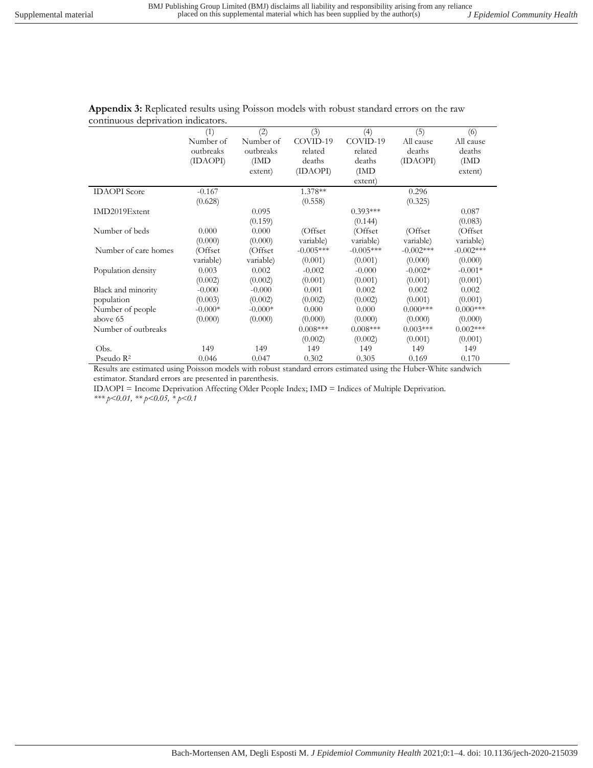**Appendix 3:** Replicated results using Poisson models with robust standard errors on the raw continuous deprivation indicators.

| | (1) Number of outbreaks (IDAOPI) | (2) Number of outbreaks (IMD extent) | (3) COVID-19 related deaths (IDAOPI) | (4) COVID-19 related deaths (IMD extent) | (5) All cause deaths (IDAOPI) | (6) All cause deaths (IMD extent) |
|---|---|---|---|---|---|---|
| IDAOPI Score | -0.167 | | 1.378** | | 0.296 | |
| | (0.628) | | (0.558) | | (0.325) | |
| IMD2019Extent | | 0.095 | | 0.393*** | | 0.087 |
| | | (0.159) | | (0.144) | | (0.083) |
| Number of beds | 0.000 | 0.000 | (Offset | (Offset | (Offset | (Offset |
| | (0.000) | (0.000) | variable) | variable) | variable) | variable) |
| Number of care homes | (Offset | (Offset | -0.005*** | -0.005*** | -0.002*** | -0.002*** |
| | variable) | variable) | (0.001) | (0.001) | (0.000) | (0.000) |
| Population density | 0.003 | 0.002 | -0.002 | -0.000 | -0.002* | -0.001* |
| | (0.002) | (0.002) | (0.001) | (0.001) | (0.001) | (0.001) |
| Black and minority population | -0.000 | -0.000 | 0.001 | 0.002 | 0.002 | 0.002 |
| | (0.003) | (0.002) | (0.002) | (0.002) | (0.001) | (0.001) |
| Number of people above 65 | -0.000* | -0.000* | 0.000 | 0.000 | 0.000*** | 0.000*** |
| | (0.000) | (0.000) | (0.000) | (0.000) | (0.000) | (0.000) |
| Number of outbreaks | | | 0.008*** | 0.008*** | 0.003*** | 0.002*** |
| | | | (0.002) | (0.002) | (0.001) | (0.001) |
| Obs. | 149 | 149 | 149 | 149 | 149 | 149 |
| Pseudo $R^2$ | 0.046 | 0.047 | 0.302 | 0.305 | 0.169 | 0.170 |

Results are estimated using Poisson models with robust standard errors estimated using the Huber-White sandwich estimator. Standard errors are presented in parenthesis.

IDAOPI = Income Deprivation Affecting Older People Index; IMD = Indices of Multiple Deprivation.

*\*\*\* $p<0.01$, \*\* $p<0.05$, \* $p<0.1$*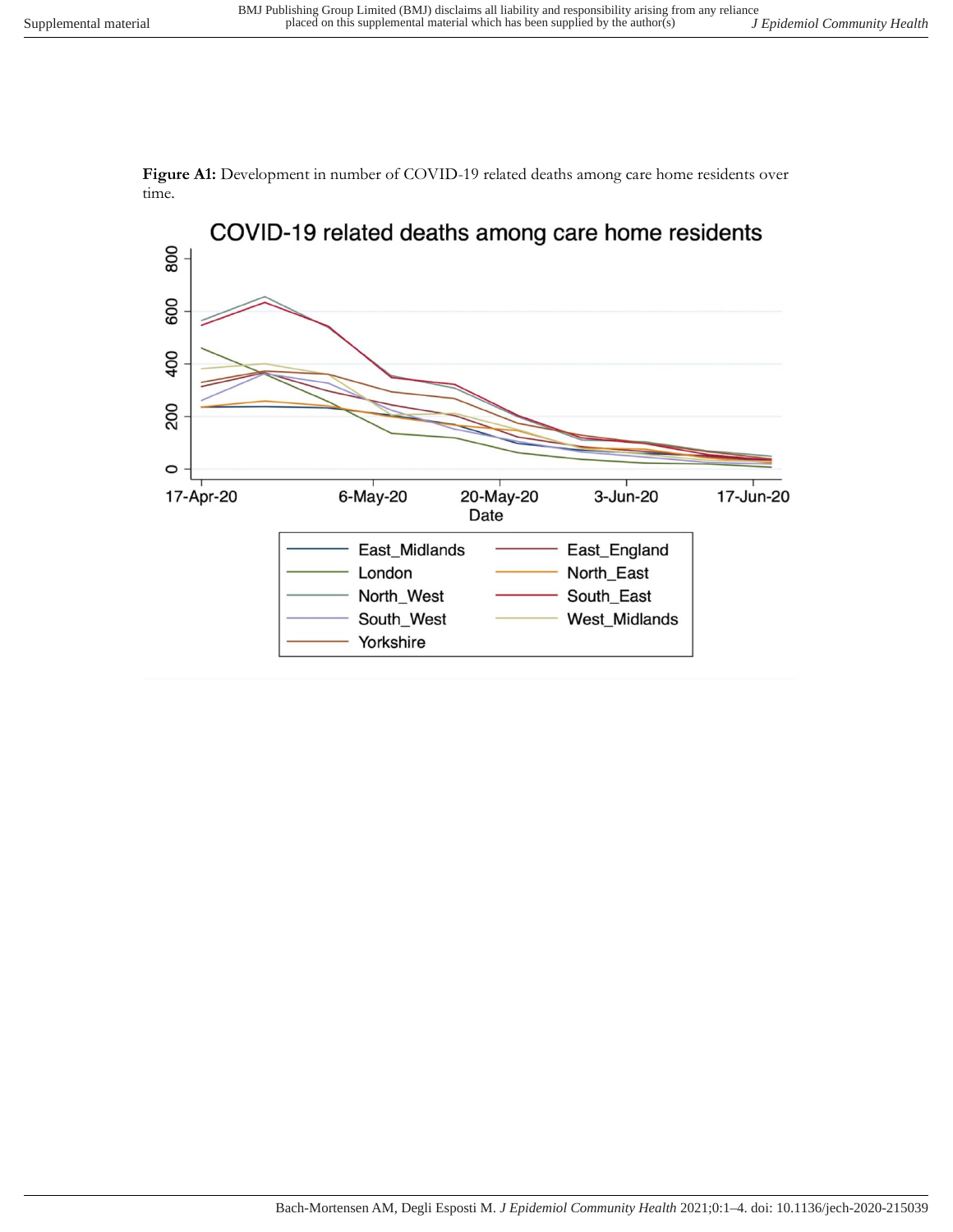**Figure A1:** Development in number of COVID-19 related deaths among care home residents over time.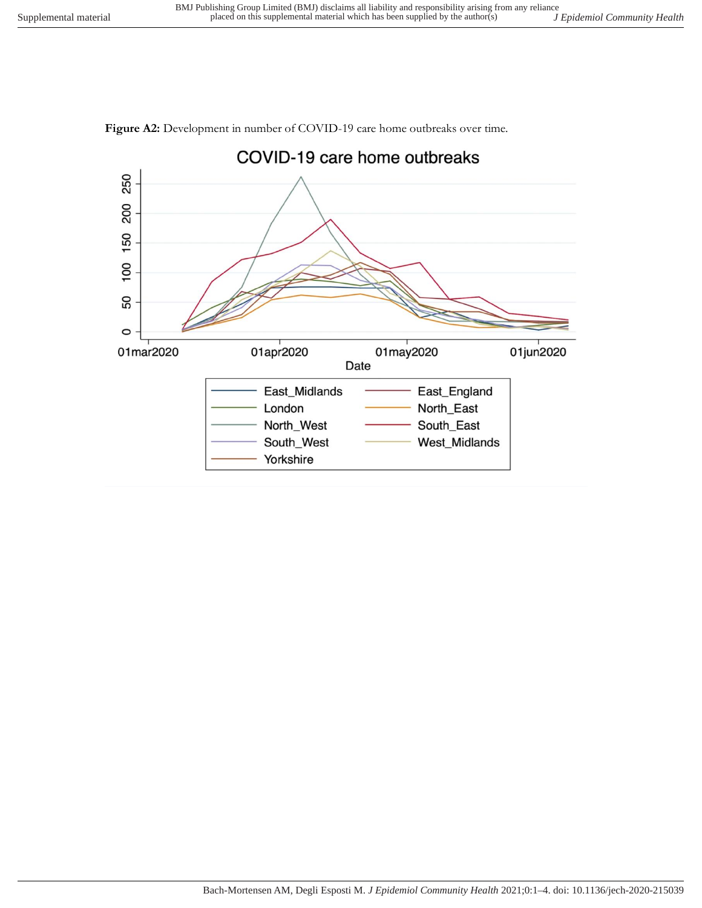**Figure A2:** Development in number of COVID-19 care home outbreaks over time.

COVID-19 care home outbreaks

0
50
100
150
200
250

01mar2020
01apr2020
01may2020
01jun2020

Date

East_Midlands
East_England
London
North_East
North_West
South_East
South_West
West_Midlands
Yorkshire